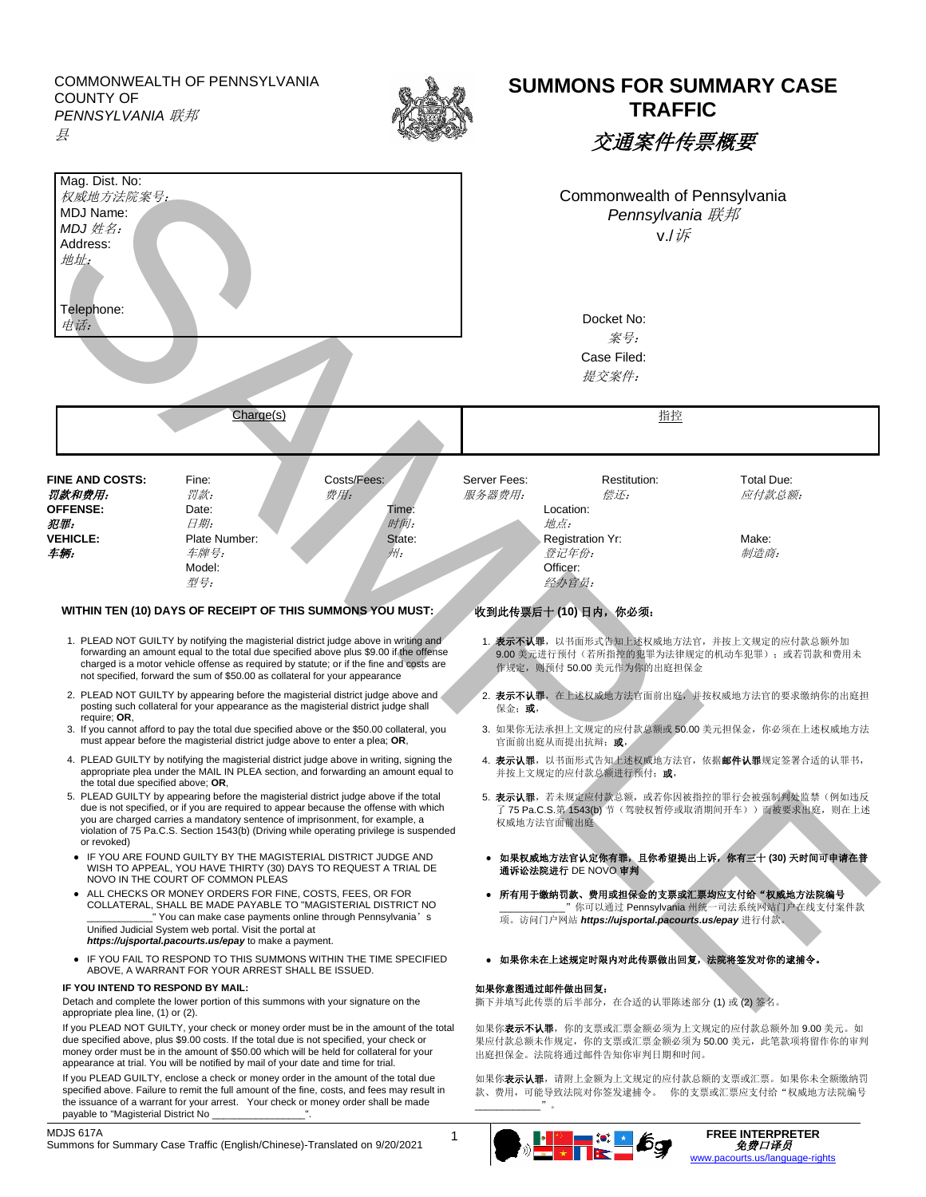COMMONWEALTH OF PENNSYLVANIA
COUNTY OF
*PENNSYLVANIA 联邦*
*县*

# SUMMONS FOR SUMMARY CASE TRAFFIC

## *交通案件传票概要*

Mag. Dist. No:
*权威地方法院案号:*
MDJ Name:
*MDJ 姓名:*
Address:
*地址:*

Telephone:
*电话:*

Commonwealth of Pennsylvania
*Pennsylvania 联邦*
v./*诉*

Docket No:
*案号:*
Case Filed:
*提交案件:*

| Charge(s) | 指控 |
|---|---|
| | |

| | | | | | |
|---|---|---|---|---|---|
| **FINE AND COSTS:** *罚款和费用:* | Fine: *罚款:* | Costs/Fees: *费用:* | Server Fees: *服务器费用:* | Restitution: *偿还:* | Total Due: *应付款总额:* |
| **OFFENSE:** *犯罪:* | Date: *日期:* | Time: *时间:* | Location: *地点:* | | |
| **VEHICLE:** *车辆:* | Plate Number: *车牌号:* | State: *州:* | Registration Yr: *登记年份:* | | Make: *制造商:* |
| | Model: *型号:* | | Officer: *经办官员:* | | |

**WITHIN TEN (10) DAYS OF RECEIPT OF THIS SUMMONS YOU MUST:**

1. PLEAD NOT GUILTY by notifying the magisterial district judge above in writing and forwarding an amount equal to the total due specified above plus $9.00 if the offense charged is a motor vehicle offense as required by statute; or if the fine and costs are not specified, forward the sum of $50.00 as collateral for your appearance
2. PLEAD NOT GUILTY by appearing before the magisterial district judge above and posting such collateral for your appearance as the magisterial district judge shall require; **OR**,
3. If you cannot afford to pay the total due specified above or the $50.00 collateral, you must appear before the magisterial district judge above to enter a plea; **OR**,
4. PLEAD GUILTY by notifying the magisterial district judge above in writing, signing the appropriate plea under the MAIL IN PLEA section, and forwarding an amount equal to the total due specified above; **OR**,
5. PLEAD GUILTY by appearing before the magisterial district judge above if the total due is not specified, or if you are required to appear because the offense with which you are charged carries a mandatory sentence of imprisonment, for example, a violation of 75 Pa.C.S. Section 1543(b) (Driving while operating privilege is suspended or revoked)

- IF YOU ARE FOUND GUILTY BY THE MAGISTERIAL DISTRICT JUDGE AND WISH TO APPEAL, YOU HAVE THIRTY (30) DAYS TO REQUEST A TRIAL DE NOVO IN THE COURT OF COMMON PLEAS
- ALL CHECKS OR MONEY ORDERS FOR FINE, COSTS, FEES, OR FOR COLLATERAL, SHALL BE MADE PAYABLE TO "MAGISTERIAL DISTRICT NO ___________" You can make case payments online through Pennsylvania's Unified Judicial System web portal. Visit the portal at ***https://ujsportal.pacourts.us/epay*** to make a payment.
- IF YOU FAIL TO RESPOND TO THIS SUMMONS WITHIN THE TIME SPECIFIED ABOVE, A WARRANT FOR YOUR ARREST SHALL BE ISSUED.

**IF YOU INTEND TO RESPOND BY MAIL:**

Detach and complete the lower portion of this summons with your signature on the appropriate plea line, (1) or (2).

If you PLEAD NOT GUILTY, your check or money order must be in the amount of the total due specified above, plus $9.00 costs. If the total due is not specified, your check or money order must be in the amount of $50.00 which will be held for collateral for your appearance at trial. You will be notified by mail of your date and time for trial.

If you PLEAD GUILTY, enclose a check or money order in the amount of the total due specified above. Failure to remit the full amount of the fine, costs, and fees may result in the issuance of a warrant for your arrest. Your check or money order shall be made payable to "Magisterial District No _______________".

**收到此传票后十 (10) 日内，你必须：**

1. **表示不认罪**，以书面形式告知上述权威地方法官，并按上文规定的应付款总额外加 9.00 美元进行预付（若所指控的犯罪为法律规定的机动车犯罪）；或若罚款和费用未作规定，则预付 50.00 美元作为你的出庭担保金
2. **表示不认罪**，在上述权威地方法官面前出庭，并按权威地方法官的要求缴纳你的出庭担保金；**或**，
3. 如果你无法承担上文规定的应付款总额或 50.00 美元担保金，你必须在上述权威地方法官面前出庭从而提出抗辩；**或**，
4. **表示认罪**，以书面形式告知上述权威地方法官，依据**邮件认罪**规定签署合适的认罪书，并按上文规定的应付款总额进行预付；**或**，
5. **表示认罪**，若未规定应付款总额，或若你因被指控的罪行会被强制判处监禁（例如违反了 75 Pa.C.S.第 1543(b) 节（驾驶权暂停或取消期间开车））而被要求出庭，则在上述权威地方法官面前出庭

- **如果权威地方法官认定你有罪，且你希望提出上诉，你有三十 (30) 天时间可申请在普通诉讼法院进行 DE NOVO 审判**
- **所有用于缴纳罚款、费用或担保金的支票或汇票均应支付给"权威地方法院编号** ___________"你可以通过 Pennsylvania 州统一司法系统网站门户在线支付案件款项。访问门户网站 ***https://ujsportal.pacourts.us/epay*** 进行付款。
- **如果你未在上述规定时限内对此传票做出回复，法院将签发对你的逮捕令。**

**如果你意图通过邮件做出回复：**

撕下并填写此传票的后半部分，在合适的认罪陈述部分 (1) 或 (2) 签名。

如果你**表示不认罪**，你的支票或汇票金额必须为上文规定的应付款总额外加 9.00 美元。如果应付款总额未作规定，你的支票或汇票金额必须为 50.00 美元，此笔款项将留作你的审判出庭担保金。法院将通过邮件告知你审判日期和时间。

如果你**表示认罪**，请附上金额为上文规定的应付款总额的支票或汇票。如果你未全额缴纳罚款、费用，可能导致法院对你签发逮捕令。 你的支票或汇票应支付给"权威地方法院编号 ___________"。

MDJS 617A
Summons for Summary Case Traffic (English/Chinese)-Translated on 9/20/2021

**FREE INTERPRETER**
***免费口译员***
www.pacourts.us/language-rights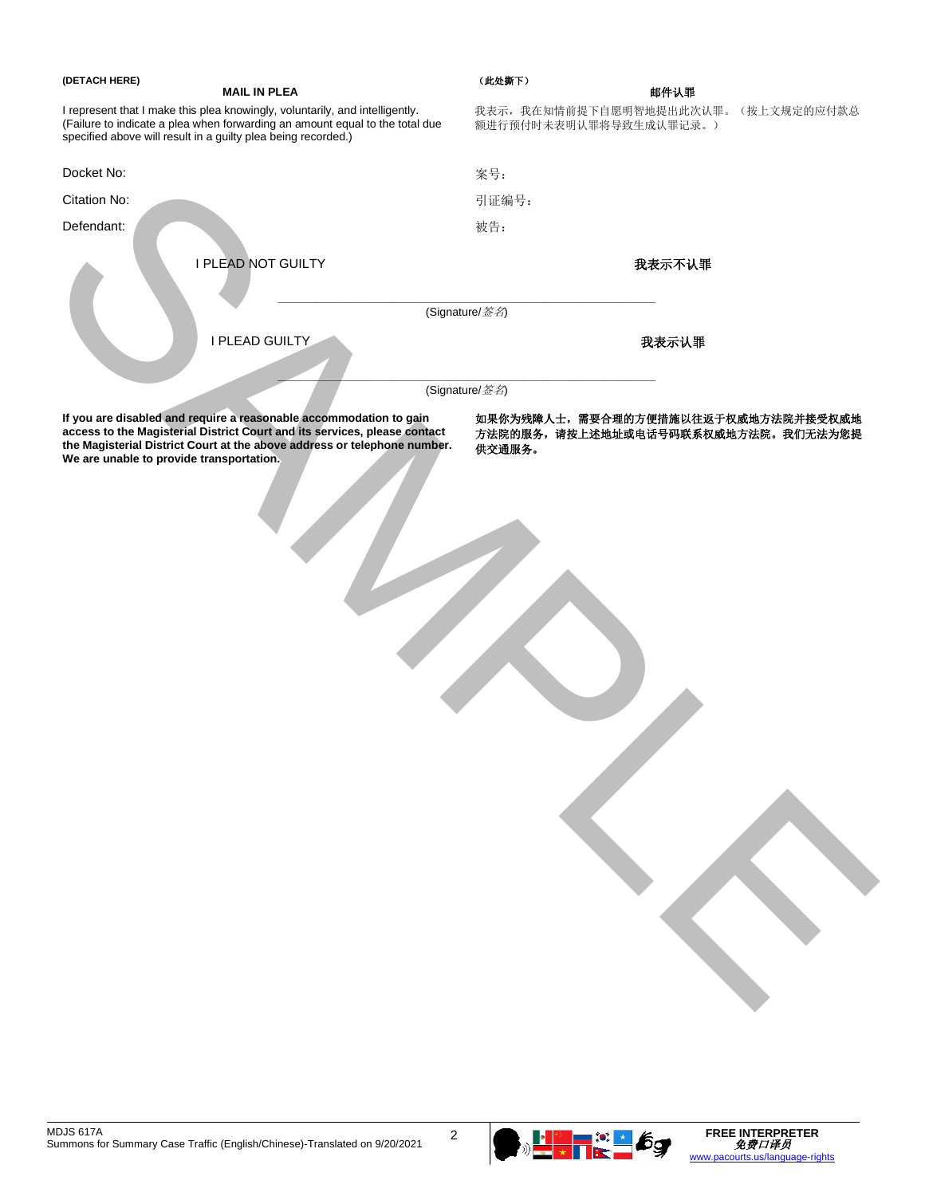(DETACH HERE)

## MAIL IN PLEA

I represent that I make this plea knowingly, voluntarily, and intelligently. (Failure to indicate a plea when forwarding an amount equal to the total due specified above will result in a guilty plea being recorded.)

Docket No:

Citation No:

Defendant:

I PLEAD NOT GUILTY

\_\_\_\_\_\_\_\_\_\_\_\_\_\_\_\_\_\_\_\_\_\_\_\_\_\_\_\_\_\_\_\_\_\_\_\_\_\_\_\_\_\_\_\_\_\_\_\_\_\_\_\_\_\_\_\_\_\_\_\_\_

(Signature/*签名*)

I PLEAD GUILTY

\_\_\_\_\_\_\_\_\_\_\_\_\_\_\_\_\_\_\_\_\_\_\_\_\_\_\_\_\_\_\_\_\_\_\_\_\_\_\_\_\_\_\_\_\_\_\_\_\_\_\_\_\_\_\_\_\_\_\_\_\_

(Signature/*签名*)

**If you are disabled and require a reasonable accommodation to gain access to the Magisterial District Court and its services, please contact the Magisterial District Court at the above address or telephone number. We are unable to provide transportation.**

（此处撕下）

## 邮件认罪

我表示，我在知情前提下自愿明智地提出此次认罪。（按上文规定的应付款总额进行预付时未表明认罪将导致生成认罪记录。）

案号：

引证编号：

被告：

**我表示不认罪**

**我表示认罪**

**如果你为残障人士，需要合理的方便措施以往返于权威地方法院并接受权威地方法院的服务，请按上述地址或电话号码联系权威地方法院。我们无法为您提供交通服务。**

SAMPLE

MDJS 617A
Summons for Summary Case Traffic (English/Chinese)-Translated on 9/20/2021

**FREE INTERPRETER**
***免费口译员***
www.pacourts.us/language-rights